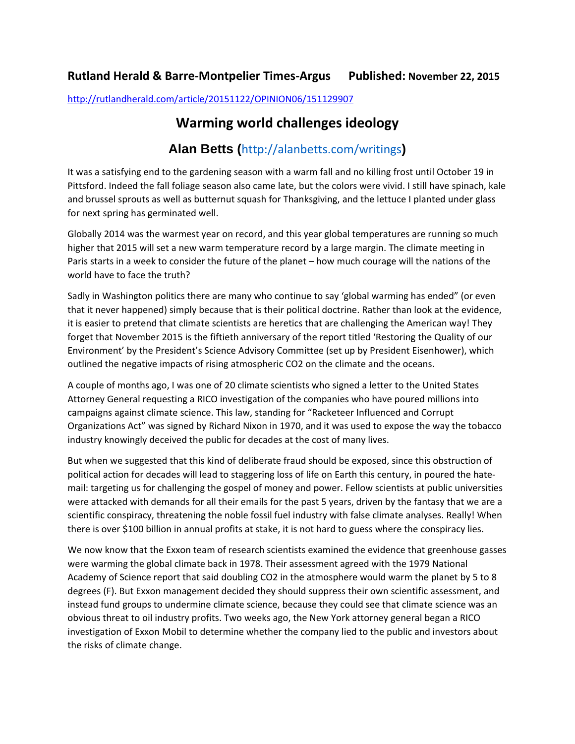**Rutland Herald & Barre-Montpelier Times-Argus      Published: November 22, 2015**

http://rutlandherald.com/article/20151122/OPINION06/151129907

# Warming world challenges ideology

## Alan Betts (http://alanbetts.com/writings)

It was a satisfying end to the gardening season with a warm fall and no killing frost until October 19 in Pittsford. Indeed the fall foliage season also came late, but the colors were vivid. I still have spinach, kale and brussel sprouts as well as butternut squash for Thanksgiving, and the lettuce I planted under glass for next spring has germinated well.

Globally 2014 was the warmest year on record, and this year global temperatures are running so much higher that 2015 will set a new warm temperature record by a large margin. The climate meeting in Paris starts in a week to consider the future of the planet – how much courage will the nations of the world have to face the truth?

Sadly in Washington politics there are many who continue to say 'global warming has ended" (or even that it never happened) simply because that is their political doctrine. Rather than look at the evidence, it is easier to pretend that climate scientists are heretics that are challenging the American way! They forget that November 2015 is the fiftieth anniversary of the report titled 'Restoring the Quality of our Environment' by the President's Science Advisory Committee (set up by President Eisenhower), which outlined the negative impacts of rising atmospheric $CO_2$ on the climate and the oceans.

A couple of months ago, I was one of 20 climate scientists who signed a letter to the United States Attorney General requesting a RICO investigation of the companies who have poured millions into campaigns against climate science. This law, standing for "Racketeer Influenced and Corrupt Organizations Act" was signed by Richard Nixon in 1970, and it was used to expose the way the tobacco industry knowingly deceived the public for decades at the cost of many lives.

But when we suggested that this kind of deliberate fraud should be exposed, since this obstruction of political action for decades will lead to staggering loss of life on Earth this century, in poured the hate-mail: targeting us for challenging the gospel of money and power. Fellow scientists at public universities were attacked with demands for all their emails for the past 5 years, driven by the fantasy that we are a scientific conspiracy, threatening the noble fossil fuel industry with false climate analyses. Really! When there is over \$100 billion in annual profits at stake, it is not hard to guess where the conspiracy lies.

We now know that the Exxon team of research scientists examined the evidence that greenhouse gasses were warming the global climate back in 1978. Their assessment agreed with the 1979 National Academy of Science report that said doubling $CO_2$ in the atmosphere would warm the planet by 5 to 8 degrees (F). But Exxon management decided they should suppress their own scientific assessment, and instead fund groups to undermine climate science, because they could see that climate science was an obvious threat to oil industry profits. Two weeks ago, the New York attorney general began a RICO investigation of Exxon Mobil to determine whether the company lied to the public and investors about the risks of climate change.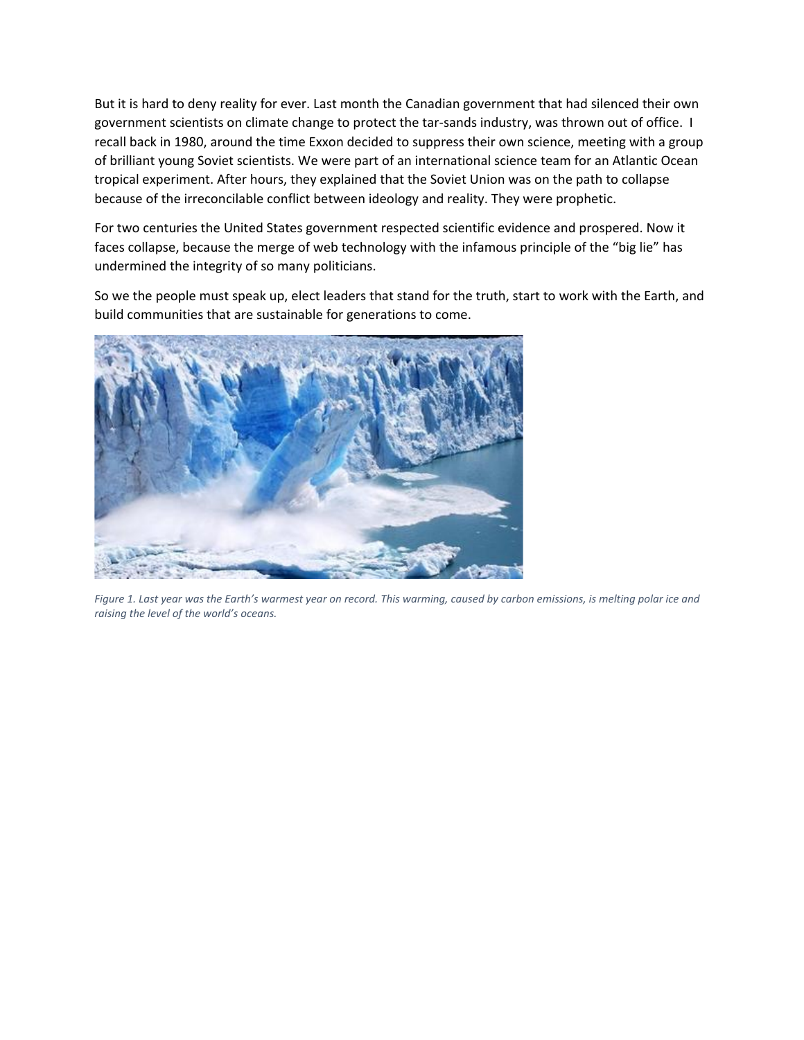But it is hard to deny reality for ever. Last month the Canadian government that had silenced their own government scientists on climate change to protect the tar-sands industry, was thrown out of office. I recall back in 1980, around the time Exxon decided to suppress their own science, meeting with a group of brilliant young Soviet scientists. We were part of an international science team for an Atlantic Ocean tropical experiment. After hours, they explained that the Soviet Union was on the path to collapse because of the irreconcilable conflict between ideology and reality. They were prophetic.

For two centuries the United States government respected scientific evidence and prospered. Now it faces collapse, because the merge of web technology with the infamous principle of the "big lie" has undermined the integrity of so many politicians.

So we the people must speak up, elect leaders that stand for the truth, start to work with the Earth, and build communities that are sustainable for generations to come.

*Figure 1. Last year was the Earth's warmest year on record. This warming, caused by carbon emissions, is melting polar ice and raising the level of the world's oceans.*